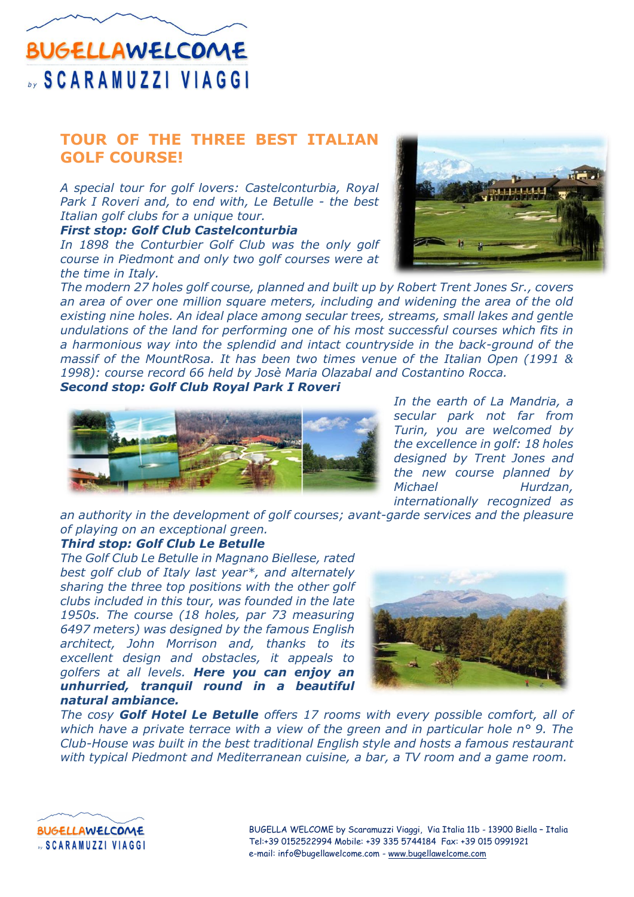# BUGELLAWELCOME by SCARAMUZZI VIAGGI

## TOUR OF THE THREE BEST ITALIAN GOLF COURSE!

*A special tour for golf lovers: Castelconturbia, Royal Park I Roveri and, to end with, Le Betulle - the best Italian golf clubs for a unique tour.*

***First stop: Golf Club Castelconturbia***

*In 1898 the Conturbier Golf Club was the only golf course in Piedmont and only two golf courses were at the time in Italy.*

*The modern 27 holes golf course, planned and built up by Robert Trent Jones Sr., covers an area of over one million square meters, including and widening the area of the old existing nine holes. An ideal place among secular trees, streams, small lakes and gentle undulations of the land for performing one of his most successful courses which fits in a harmonious way into the splendid and intact countryside in the back-ground of the massif of the MountRosa. It has been two times venue of the Italian Open (1991 & 1998): course record 66 held by Josè Maria Olazabal and Costantino Rocca.*

***Second stop: Golf Club Royal Park I Roveri***

*In the earth of La Mandria, a secular park not far from Turin, you are welcomed by the excellence in golf: 18 holes designed by Trent Jones and the new course planned by Michael Hurdzan, internationally recognized as an authority in the development of golf courses; avant-garde services and the pleasure of playing on an exceptional green.*

***Third stop: Golf Club Le Betulle***

*The Golf Club Le Betulle in Magnano Biellese, rated best golf club of Italy last year\*, and alternately sharing the three top positions with the other golf clubs included in this tour, was founded in the late 1950s. The course (18 holes, par 73 measuring 6497 meters) was designed by the famous English architect, John Morrison and, thanks to its excellent design and obstacles, it appeals to golfers at all levels.* ***Here you can enjoy an unhurried, tranquil round in a beautiful natural ambiance.***

*The cosy* ***Golf Hotel Le Betulle*** *offers 17 rooms with every possible comfort, all of which have a private terrace with a view of the green and in particular hole n° 9. The Club-House was built in the best traditional English style and hosts a famous restaurant with typical Piedmont and Mediterranean cuisine, a bar, a TV room and a game room.*

BUGELLA WELCOME by Scaramuzzi Viaggi, Via Italia 11b - 13900 Biella – Italia
Tel:+39 0152522994 Mobile: +39 335 5744184 Fax: +39 015 0991921
e-mail: info@bugellawelcome.com - www.bugellawelcome.com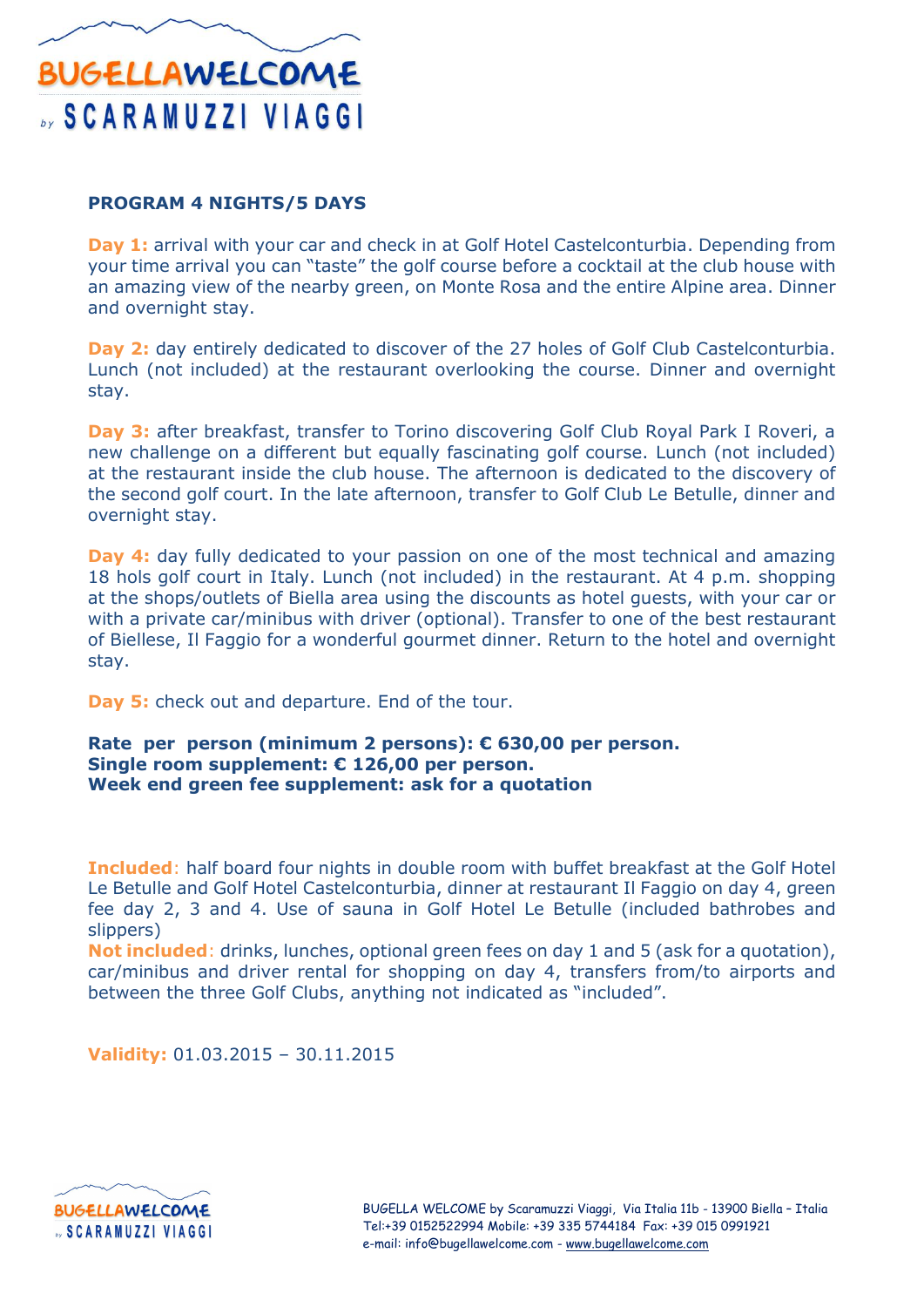BUGELLAWELCOME by SCARAMUZZI VIAGGI

**PROGRAM 4 NIGHTS/5 DAYS**

**Day 1:** arrival with your car and check in at Golf Hotel Castelconturbia. Depending from your time arrival you can "taste" the golf course before a cocktail at the club house with an amazing view of the nearby green, on Monte Rosa and the entire Alpine area. Dinner and overnight stay.

**Day 2:** day entirely dedicated to discover of the 27 holes of Golf Club Castelconturbia. Lunch (not included) at the restaurant overlooking the course. Dinner and overnight stay.

**Day 3:** after breakfast, transfer to Torino discovering Golf Club Royal Park I Roveri, a new challenge on a different but equally fascinating golf course. Lunch (not included) at the restaurant inside the club house. The afternoon is dedicated to the discovery of the second golf court. In the late afternoon, transfer to Golf Club Le Betulle, dinner and overnight stay.

**Day 4:** day fully dedicated to your passion on one of the most technical and amazing 18 hols golf court in Italy. Lunch (not included) in the restaurant. At 4 p.m. shopping at the shops/outlets of Biella area using the discounts as hotel guests, with your car or with a private car/minibus with driver (optional). Transfer to one of the best restaurant of Biellese, Il Faggio for a wonderful gourmet dinner. Return to the hotel and overnight stay.

**Day 5:** check out and departure. End of the tour.

**Rate per person (minimum 2 persons): € 630,00 per person.**
**Single room supplement: € 126,00 per person.**
**Week end green fee supplement: ask for a quotation**

**Included**: half board four nights in double room with buffet breakfast at the Golf Hotel Le Betulle and Golf Hotel Castelconturbia, dinner at restaurant Il Faggio on day 4, green fee day 2, 3 and 4. Use of sauna in Golf Hotel Le Betulle (included bathrobes and slippers)
**Not included**: drinks, lunches, optional green fees on day 1 and 5 (ask for a quotation), car/minibus and driver rental for shopping on day 4, transfers from/to airports and between the three Golf Clubs, anything not indicated as "included".

**Validity:** 01.03.2015 – 30.11.2015

BUGELLA WELCOME by Scaramuzzi Viaggi, Via Italia 11b - 13900 Biella – Italia
Tel:+39 0152522994 Mobile: +39 335 5744184 Fax: +39 015 0991921
e-mail: info@bugellawelcome.com - www.bugellawelcome.com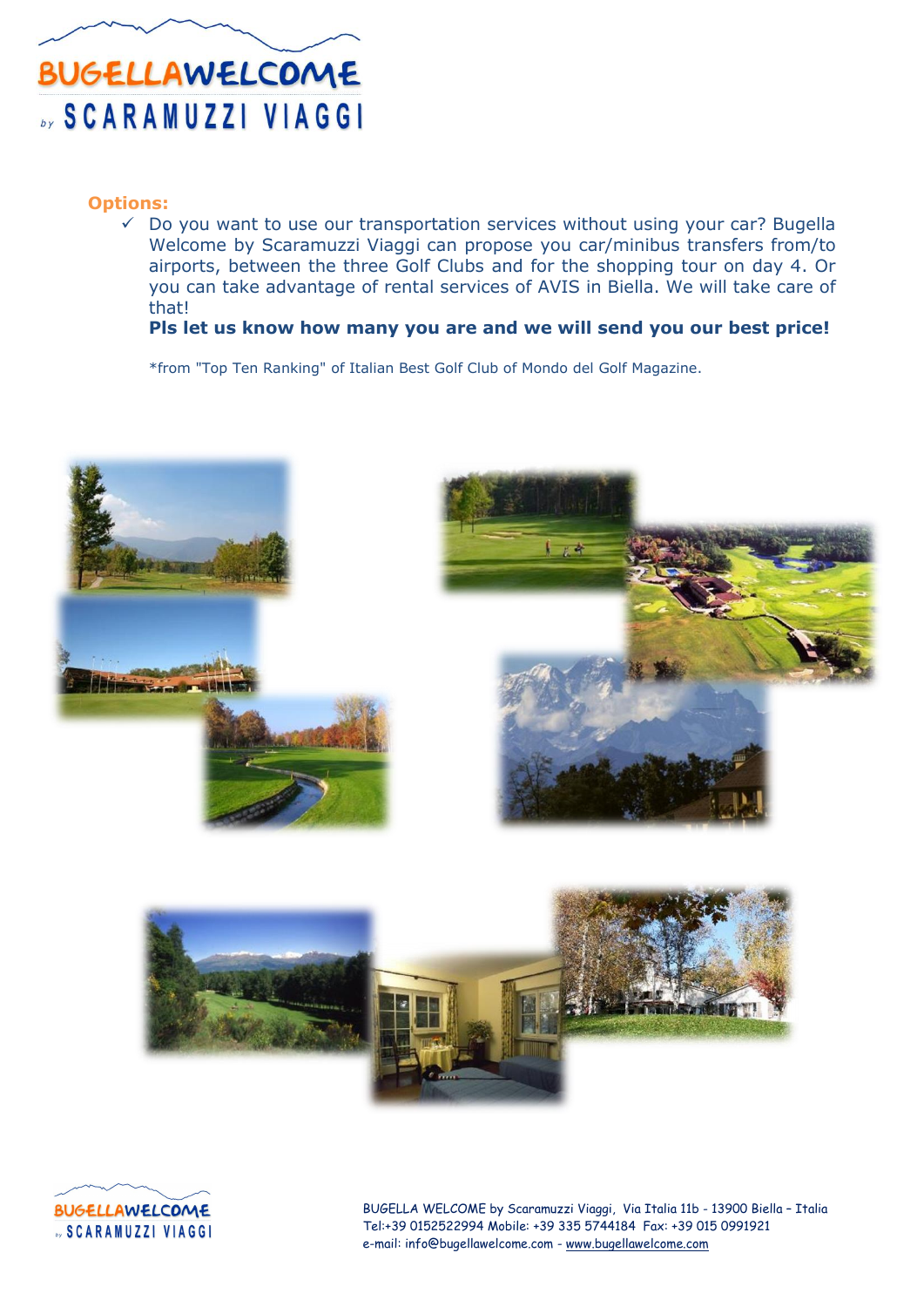**Options:**

- ✓ Do you want to use our transportation services without using your car? Bugella Welcome by Scaramuzzi Viaggi can propose you car/minibus transfers from/to airports, between the three Golf Clubs and for the shopping tour on day 4. Or you can take advantage of rental services of AVIS in Biella. We will take care of that!

  **Pls let us know how many you are and we will send you our best price!**

*from "Top Ten Ranking" of Italian Best Golf Club of Mondo del Golf Magazine.

BUGELLA WELCOME by Scaramuzzi Viaggi, Via Italia 11b - 13900 Biella – Italia
Tel:+39 0152522994 Mobile: +39 335 5744184 Fax: +39 015 0991921
e-mail: info@bugellawelcome.com - www.bugellawelcome.com